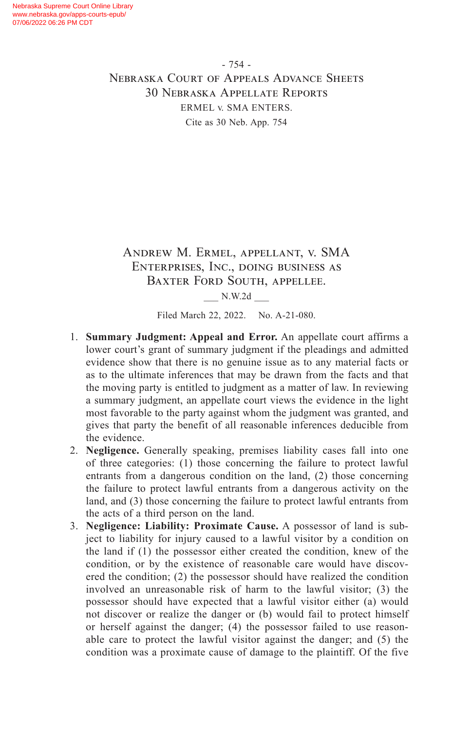# Andrew M. Ermel, appellant, v. SMA Enterprises, Inc., doing business as Baxter Ford South, appellee.

___ N.W.2d ___

Filed March 22, 2022. No. A-21-080.

1. **Summary Judgment: Appeal and Error.** An appellate court affirms a lower court's grant of summary judgment if the pleadings and admitted evidence show that there is no genuine issue as to any material facts or as to the ultimate inferences that may be drawn from the facts and that the moving party is entitled to judgment as a matter of law. In reviewing a summary judgment, an appellate court views the evidence in the light most favorable to the party against whom the judgment was granted, and gives that party the benefit of all reasonable inferences deducible from the evidence.
2. **Negligence.** Generally speaking, premises liability cases fall into one of three categories: (1) those concerning the failure to protect lawful entrants from a dangerous condition on the land, (2) those concerning the failure to protect lawful entrants from a dangerous activity on the land, and (3) those concerning the failure to protect lawful entrants from the acts of a third person on the land.
3. **Negligence: Liability: Proximate Cause.** A possessor of land is subject to liability for injury caused to a lawful visitor by a condition on the land if (1) the possessor either created the condition, knew of the condition, or by the existence of reasonable care would have discovered the condition; (2) the possessor should have realized the condition involved an unreasonable risk of harm to the lawful visitor; (3) the possessor should have expected that a lawful visitor either (a) would not discover or realize the danger or (b) would fail to protect himself or herself against the danger; (4) the possessor failed to use reasonable care to protect the lawful visitor against the danger; and (5) the condition was a proximate cause of damage to the plaintiff. Of the five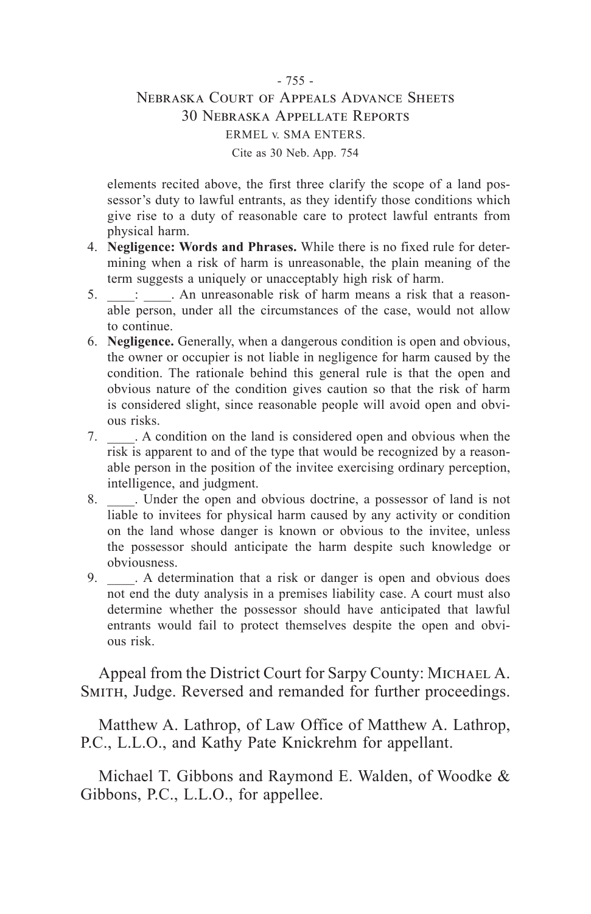elements recited above, the first three clarify the scope of a land possessor's duty to lawful entrants, as they identify those conditions which give rise to a duty of reasonable care to protect lawful entrants from physical harm.

4. **Negligence: Words and Phrases.** While there is no fixed rule for determining when a risk of harm is unreasonable, the plain meaning of the term suggests a uniquely or unacceptably high risk of harm.
5. ____: ____. An unreasonable risk of harm means a risk that a reasonable person, under all the circumstances of the case, would not allow to continue.
6. **Negligence.** Generally, when a dangerous condition is open and obvious, the owner or occupier is not liable in negligence for harm caused by the condition. The rationale behind this general rule is that the open and obvious nature of the condition gives caution so that the risk of harm is considered slight, since reasonable people will avoid open and obvious risks.
7. ____. A condition on the land is considered open and obvious when the risk is apparent to and of the type that would be recognized by a reasonable person in the position of the invitee exercising ordinary perception, intelligence, and judgment.
8. ____. Under the open and obvious doctrine, a possessor of land is not liable to invitees for physical harm caused by any activity or condition on the land whose danger is known or obvious to the invitee, unless the possessor should anticipate the harm despite such knowledge or obviousness.
9. ____. A determination that a risk or danger is open and obvious does not end the duty analysis in a premises liability case. A court must also determine whether the possessor should have anticipated that lawful entrants would fail to protect themselves despite the open and obvious risk.

Appeal from the District Court for Sarpy County: MICHAEL A. SMITH, Judge. Reversed and remanded for further proceedings.

Matthew A. Lathrop, of Law Office of Matthew A. Lathrop, P.C., L.L.O., and Kathy Pate Knickrehm for appellant.

Michael T. Gibbons and Raymond E. Walden, of Woodke & Gibbons, P.C., L.L.O., for appellee.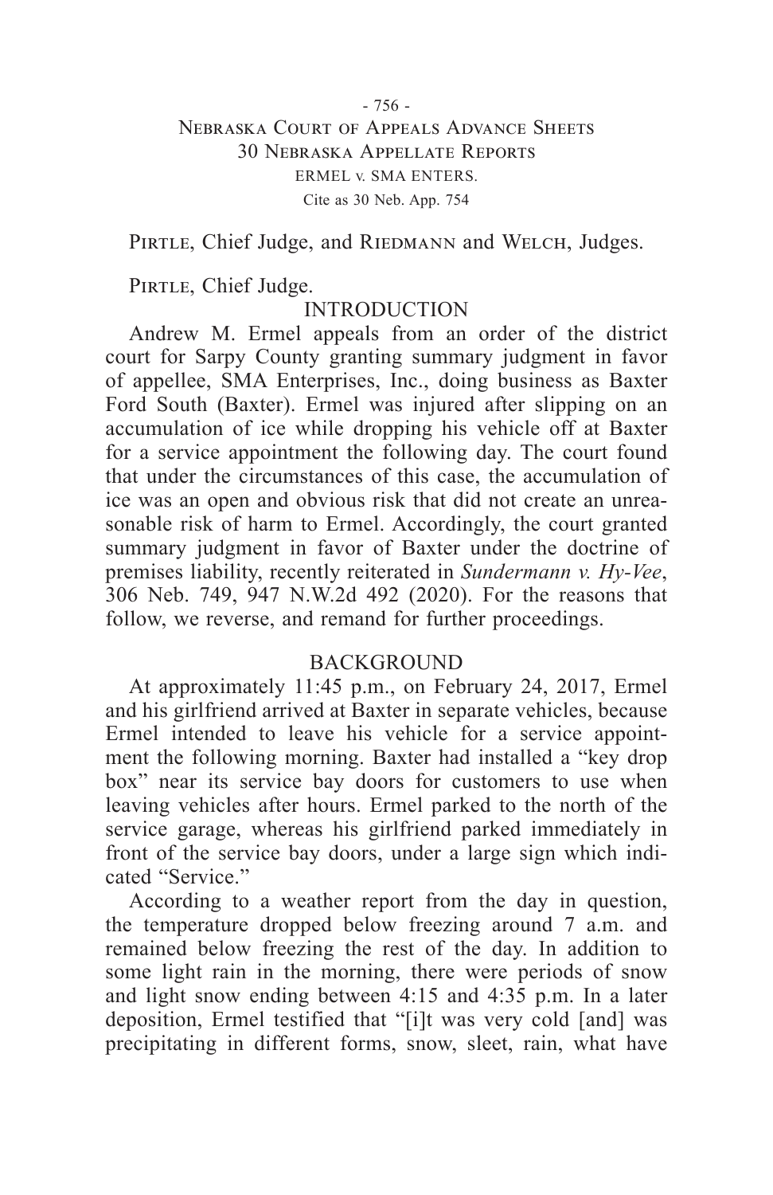Pirtle, Chief Judge, and Riedmann and Welch, Judges.

Pirtle, Chief Judge.

## INTRODUCTION

Andrew M. Ermel appeals from an order of the district court for Sarpy County granting summary judgment in favor of appellee, SMA Enterprises, Inc., doing business as Baxter Ford South (Baxter). Ermel was injured after slipping on an accumulation of ice while dropping his vehicle off at Baxter for a service appointment the following day. The court found that under the circumstances of this case, the accumulation of ice was an open and obvious risk that did not create an unreasonable risk of harm to Ermel. Accordingly, the court granted summary judgment in favor of Baxter under the doctrine of premises liability, recently reiterated in *Sundermann v. Hy-Vee*, 306 Neb. 749, 947 N.W.2d 492 (2020). For the reasons that follow, we reverse, and remand for further proceedings.

## BACKGROUND

At approximately 11:45 p.m., on February 24, 2017, Ermel and his girlfriend arrived at Baxter in separate vehicles, because Ermel intended to leave his vehicle for a service appointment the following morning. Baxter had installed a "key drop box" near its service bay doors for customers to use when leaving vehicles after hours. Ermel parked to the north of the service garage, whereas his girlfriend parked immediately in front of the service bay doors, under a large sign which indicated "Service."

According to a weather report from the day in question, the temperature dropped below freezing around 7 a.m. and remained below freezing the rest of the day. In addition to some light rain in the morning, there were periods of snow and light snow ending between 4:15 and 4:35 p.m. In a later deposition, Ermel testified that "[i]t was very cold [and] was precipitating in different forms, snow, sleet, rain, what have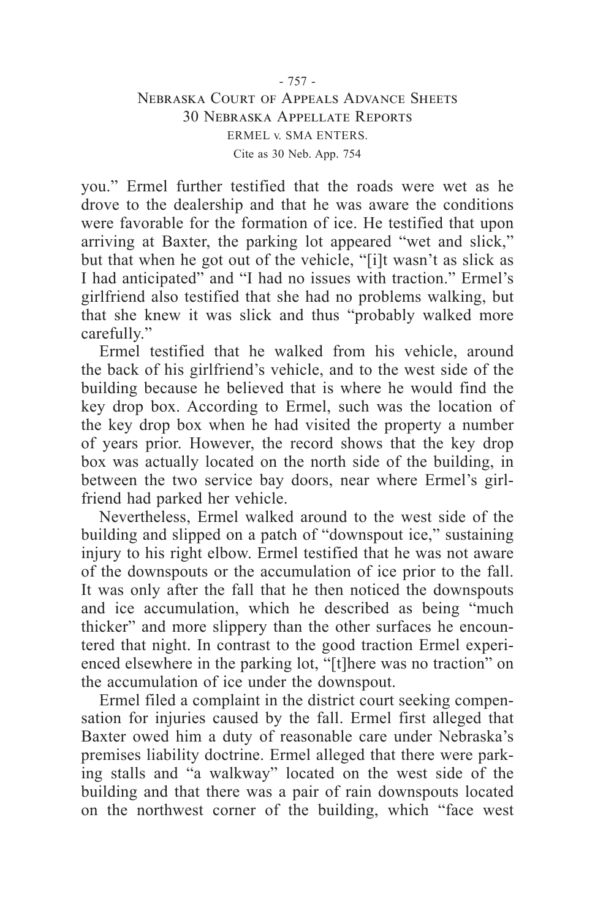you." Ermel further testified that the roads were wet as he drove to the dealership and that he was aware the conditions were favorable for the formation of ice. He testified that upon arriving at Baxter, the parking lot appeared "wet and slick," but that when he got out of the vehicle, "[i]t wasn't as slick as I had anticipated" and "I had no issues with traction." Ermel's girlfriend also testified that she had no problems walking, but that she knew it was slick and thus "probably walked more carefully."

Ermel testified that he walked from his vehicle, around the back of his girlfriend's vehicle, and to the west side of the building because he believed that is where he would find the key drop box. According to Ermel, such was the location of the key drop box when he had visited the property a number of years prior. However, the record shows that the key drop box was actually located on the north side of the building, in between the two service bay doors, near where Ermel's girlfriend had parked her vehicle.

Nevertheless, Ermel walked around to the west side of the building and slipped on a patch of "downspout ice," sustaining injury to his right elbow. Ermel testified that he was not aware of the downspouts or the accumulation of ice prior to the fall. It was only after the fall that he then noticed the downspouts and ice accumulation, which he described as being "much thicker" and more slippery than the other surfaces he encountered that night. In contrast to the good traction Ermel experienced elsewhere in the parking lot, "[t]here was no traction" on the accumulation of ice under the downspout.

Ermel filed a complaint in the district court seeking compensation for injuries caused by the fall. Ermel first alleged that Baxter owed him a duty of reasonable care under Nebraska's premises liability doctrine. Ermel alleged that there were parking stalls and "a walkway" located on the west side of the building and that there was a pair of rain downspouts located on the northwest corner of the building, which "face west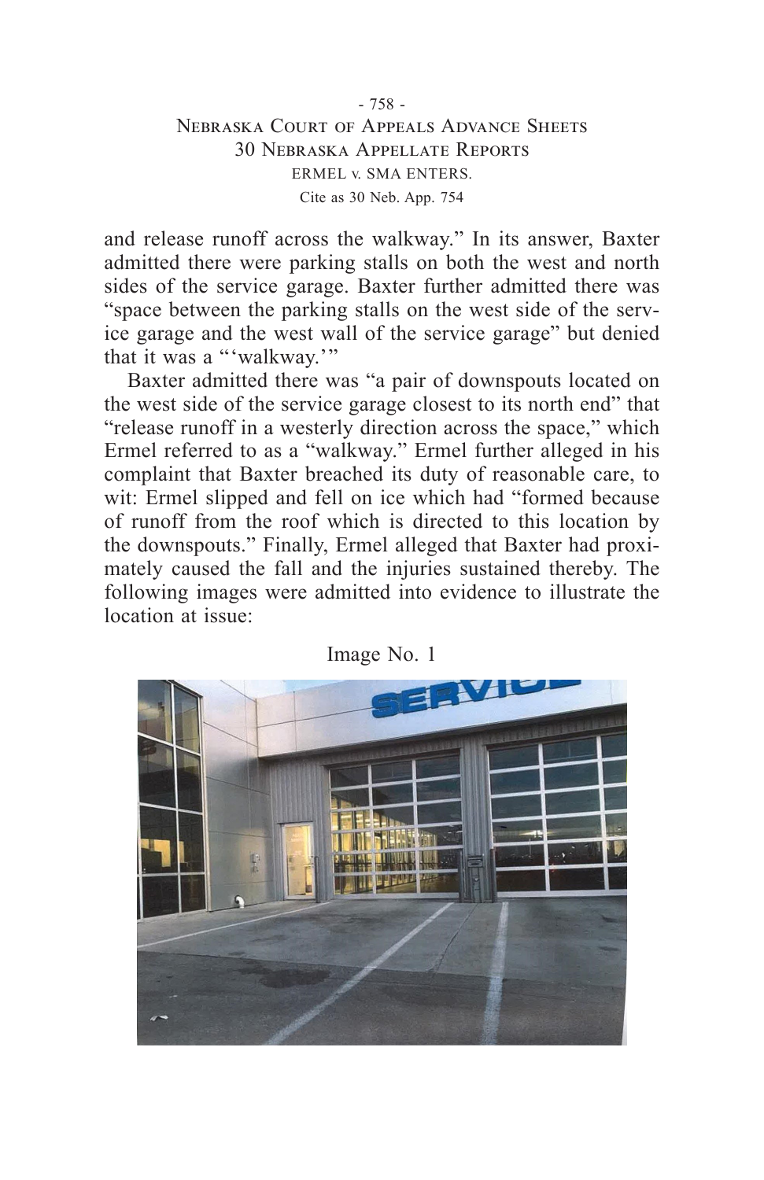and release runoff across the walkway." In its answer, Baxter admitted there were parking stalls on both the west and north sides of the service garage. Baxter further admitted there was "space between the parking stalls on the west side of the service garage and the west wall of the service garage" but denied that it was a "'walkway.'"

Baxter admitted there was "a pair of downspouts located on the west side of the service garage closest to its north end" that "release runoff in a westerly direction across the space," which Ermel referred to as a "walkway." Ermel further alleged in his complaint that Baxter breached its duty of reasonable care, to wit: Ermel slipped and fell on ice which had "formed because of runoff from the roof which is directed to this location by the downspouts." Finally, Ermel alleged that Baxter had proximately caused the fall and the injuries sustained thereby. The following images were admitted into evidence to illustrate the location at issue:

Image No. 1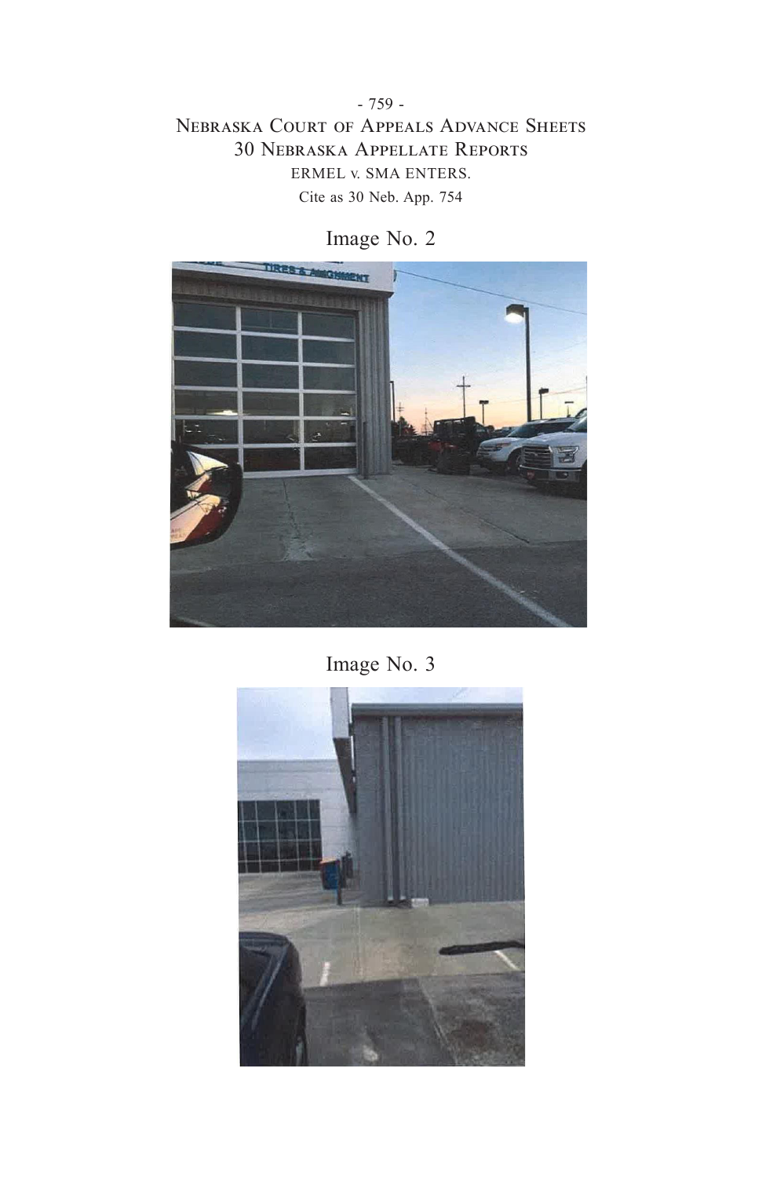Image No. 2

Image No. 3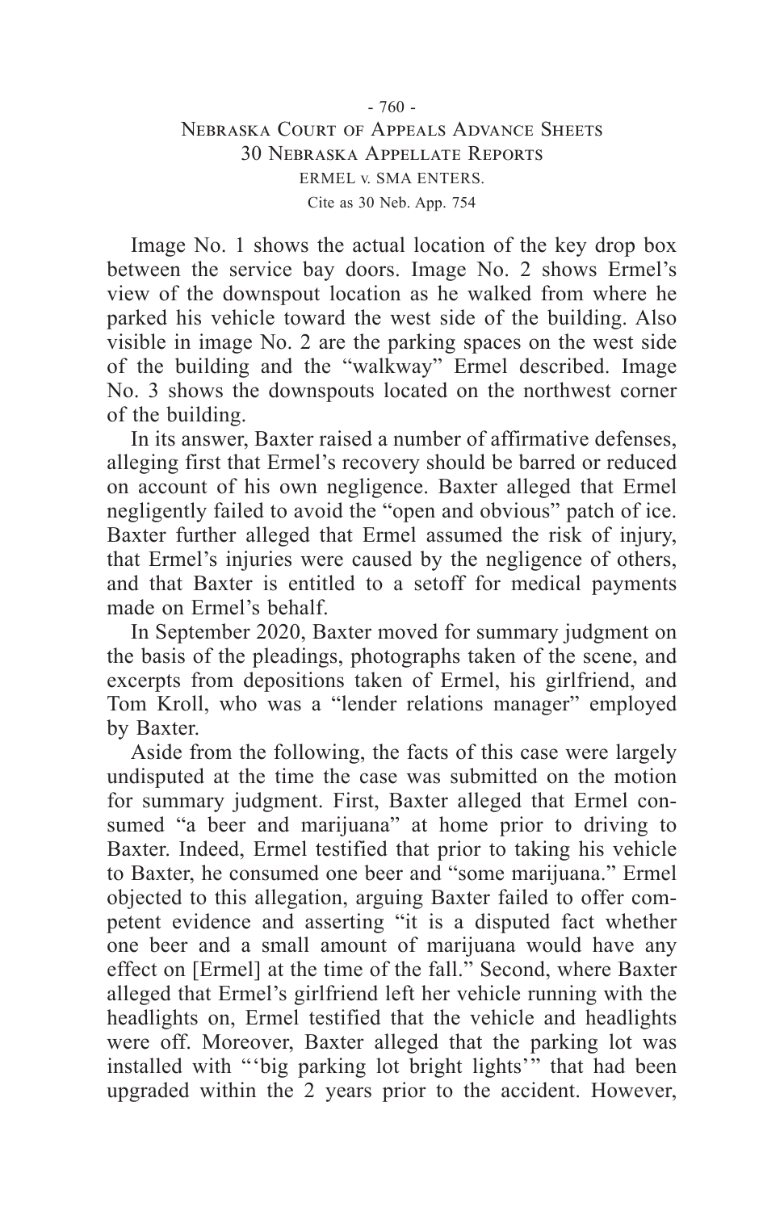Image No. 1 shows the actual location of the key drop box between the service bay doors. Image No. 2 shows Ermel's view of the downspout location as he walked from where he parked his vehicle toward the west side of the building. Also visible in image No. 2 are the parking spaces on the west side of the building and the "walkway" Ermel described. Image No. 3 shows the downspouts located on the northwest corner of the building.

In its answer, Baxter raised a number of affirmative defenses, alleging first that Ermel's recovery should be barred or reduced on account of his own negligence. Baxter alleged that Ermel negligently failed to avoid the "open and obvious" patch of ice. Baxter further alleged that Ermel assumed the risk of injury, that Ermel's injuries were caused by the negligence of others, and that Baxter is entitled to a setoff for medical payments made on Ermel's behalf.

In September 2020, Baxter moved for summary judgment on the basis of the pleadings, photographs taken of the scene, and excerpts from depositions taken of Ermel, his girlfriend, and Tom Kroll, who was a "lender relations manager" employed by Baxter.

Aside from the following, the facts of this case were largely undisputed at the time the case was submitted on the motion for summary judgment. First, Baxter alleged that Ermel consumed "a beer and marijuana" at home prior to driving to Baxter. Indeed, Ermel testified that prior to taking his vehicle to Baxter, he consumed one beer and "some marijuana." Ermel objected to this allegation, arguing Baxter failed to offer competent evidence and asserting "it is a disputed fact whether one beer and a small amount of marijuana would have any effect on [Ermel] at the time of the fall." Second, where Baxter alleged that Ermel's girlfriend left her vehicle running with the headlights on, Ermel testified that the vehicle and headlights were off. Moreover, Baxter alleged that the parking lot was installed with "'big parking lot bright lights'" that had been upgraded within the 2 years prior to the accident. However,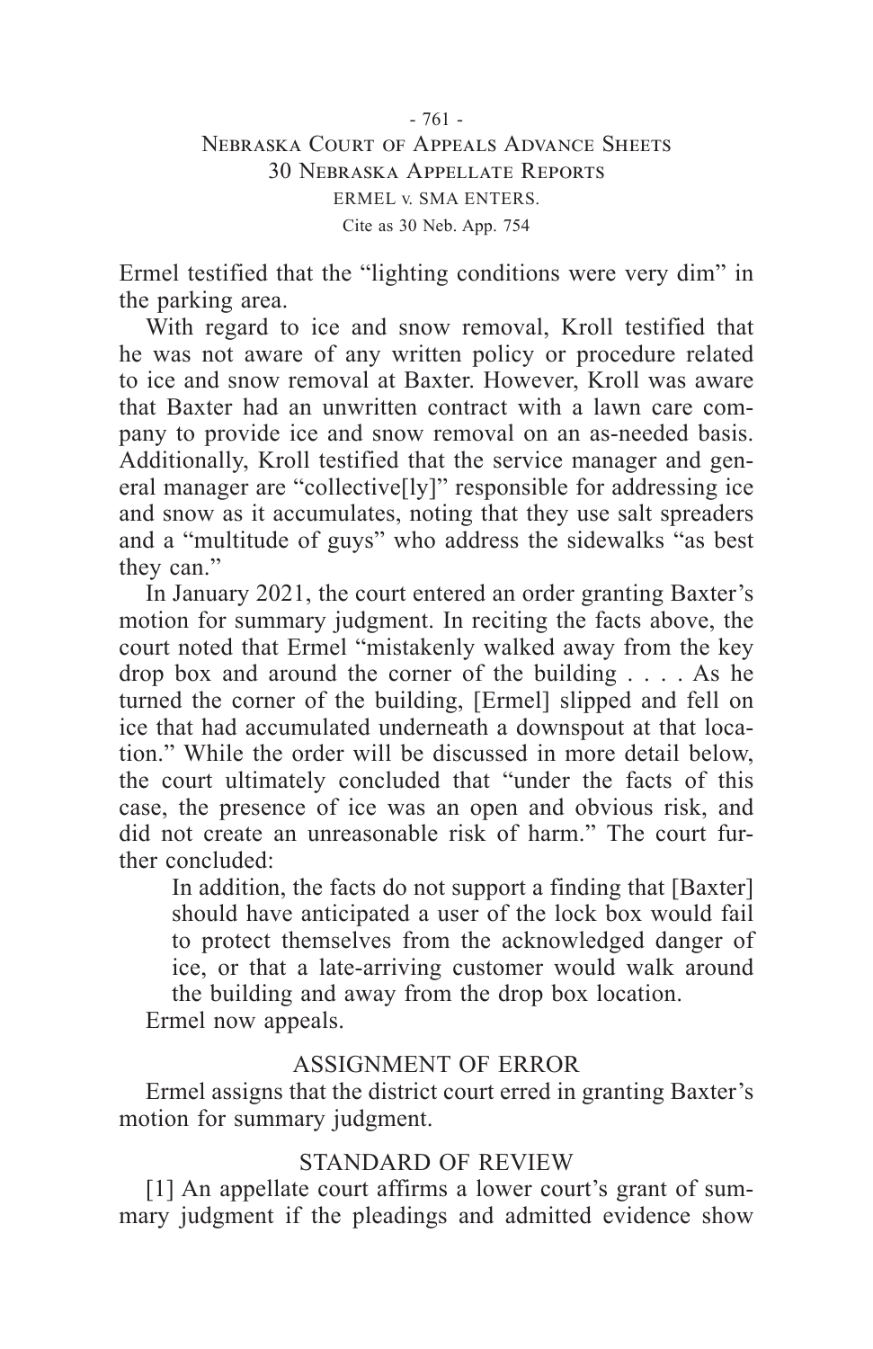Ermel testified that the "lighting conditions were very dim" in the parking area.

With regard to ice and snow removal, Kroll testified that he was not aware of any written policy or procedure related to ice and snow removal at Baxter. However, Kroll was aware that Baxter had an unwritten contract with a lawn care company to provide ice and snow removal on an as-needed basis. Additionally, Kroll testified that the service manager and general manager are "collective[ly]" responsible for addressing ice and snow as it accumulates, noting that they use salt spreaders and a "multitude of guys" who address the sidewalks "as best they can."

In January 2021, the court entered an order granting Baxter's motion for summary judgment. In reciting the facts above, the court noted that Ermel "mistakenly walked away from the key drop box and around the corner of the building . . . . As he turned the corner of the building, [Ermel] slipped and fell on ice that had accumulated underneath a downspout at that location." While the order will be discussed in more detail below, the court ultimately concluded that "under the facts of this case, the presence of ice was an open and obvious risk, and did not create an unreasonable risk of harm." The court further concluded:

> In addition, the facts do not support a finding that [Baxter] should have anticipated a user of the lock box would fail to protect themselves from the acknowledged danger of ice, or that a late-arriving customer would walk around the building and away from the drop box location.

Ermel now appeals.

## ASSIGNMENT OF ERROR

Ermel assigns that the district court erred in granting Baxter's motion for summary judgment.

## STANDARD OF REVIEW

[1] An appellate court affirms a lower court's grant of summary judgment if the pleadings and admitted evidence show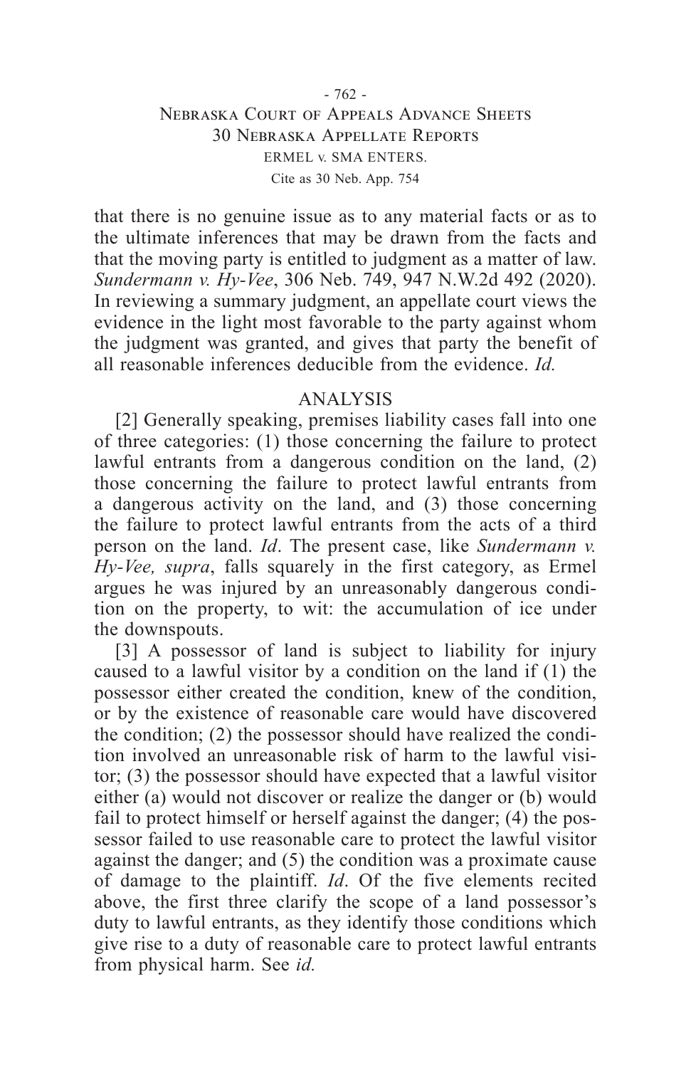that there is no genuine issue as to any material facts or as to the ultimate inferences that may be drawn from the facts and that the moving party is entitled to judgment as a matter of law. *Sundermann v. Hy-Vee*, 306 Neb. 749, 947 N.W.2d 492 (2020). In reviewing a summary judgment, an appellate court views the evidence in the light most favorable to the party against whom the judgment was granted, and gives that party the benefit of all reasonable inferences deducible from the evidence. *Id.*

## ANALYSIS

[2] Generally speaking, premises liability cases fall into one of three categories: (1) those concerning the failure to protect lawful entrants from a dangerous condition on the land, (2) those concerning the failure to protect lawful entrants from a dangerous activity on the land, and (3) those concerning the failure to protect lawful entrants from the acts of a third person on the land. *Id*. The present case, like *Sundermann v. Hy-Vee, supra*, falls squarely in the first category, as Ermel argues he was injured by an unreasonably dangerous condition on the property, to wit: the accumulation of ice under the downspouts.

[3] A possessor of land is subject to liability for injury caused to a lawful visitor by a condition on the land if (1) the possessor either created the condition, knew of the condition, or by the existence of reasonable care would have discovered the condition; (2) the possessor should have realized the condition involved an unreasonable risk of harm to the lawful visitor; (3) the possessor should have expected that a lawful visitor either (a) would not discover or realize the danger or (b) would fail to protect himself or herself against the danger; (4) the possessor failed to use reasonable care to protect the lawful visitor against the danger; and (5) the condition was a proximate cause of damage to the plaintiff. *Id*. Of the five elements recited above, the first three clarify the scope of a land possessor's duty to lawful entrants, as they identify those conditions which give rise to a duty of reasonable care to protect lawful entrants from physical harm. See *id.*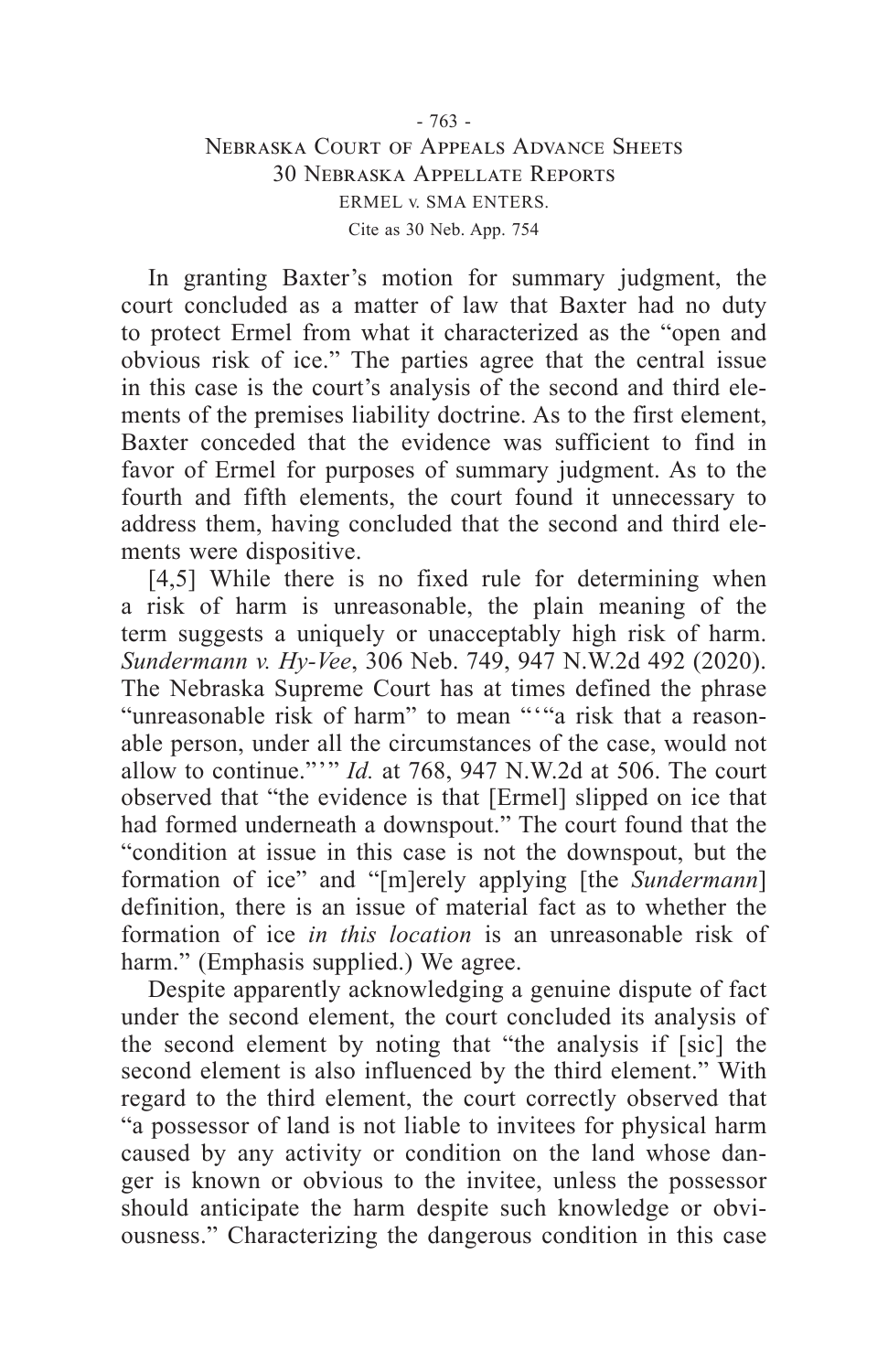In granting Baxter's motion for summary judgment, the court concluded as a matter of law that Baxter had no duty to protect Ermel from what it characterized as the "open and obvious risk of ice." The parties agree that the central issue in this case is the court's analysis of the second and third elements of the premises liability doctrine. As to the first element, Baxter conceded that the evidence was sufficient to find in favor of Ermel for purposes of summary judgment. As to the fourth and fifth elements, the court found it unnecessary to address them, having concluded that the second and third elements were dispositive.

[4,5] While there is no fixed rule for determining when a risk of harm is unreasonable, the plain meaning of the term suggests a uniquely or unacceptably high risk of harm. *Sundermann v. Hy-Vee*, 306 Neb. 749, 947 N.W.2d 492 (2020). The Nebraska Supreme Court has at times defined the phrase "unreasonable risk of harm" to mean "'"a risk that a reasonable person, under all the circumstances of the case, would not allow to continue."'" *Id.* at 768, 947 N.W.2d at 506. The court observed that "the evidence is that [Ermel] slipped on ice that had formed underneath a downspout." The court found that the "condition at issue in this case is not the downspout, but the formation of ice" and "[m]erely applying [the *Sundermann*] definition, there is an issue of material fact as to whether the formation of ice *in this location* is an unreasonable risk of harm." (Emphasis supplied.) We agree.

Despite apparently acknowledging a genuine dispute of fact under the second element, the court concluded its analysis of the second element by noting that "the analysis if [sic] the second element is also influenced by the third element." With regard to the third element, the court correctly observed that "a possessor of land is not liable to invitees for physical harm caused by any activity or condition on the land whose danger is known or obvious to the invitee, unless the possessor should anticipate the harm despite such knowledge or obviousness." Characterizing the dangerous condition in this case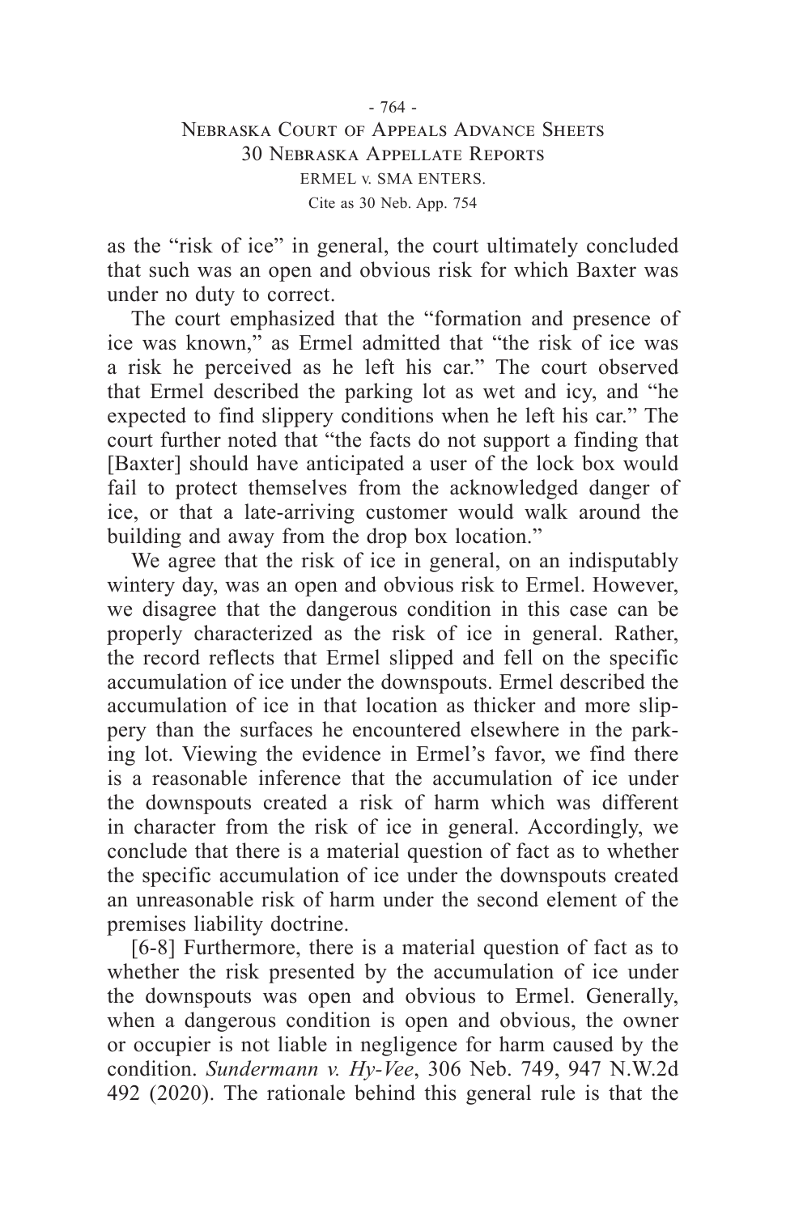as the "risk of ice" in general, the court ultimately concluded that such was an open and obvious risk for which Baxter was under no duty to correct.

The court emphasized that the "formation and presence of ice was known," as Ermel admitted that "the risk of ice was a risk he perceived as he left his car." The court observed that Ermel described the parking lot as wet and icy, and "he expected to find slippery conditions when he left his car." The court further noted that "the facts do not support a finding that [Baxter] should have anticipated a user of the lock box would fail to protect themselves from the acknowledged danger of ice, or that a late-arriving customer would walk around the building and away from the drop box location."

We agree that the risk of ice in general, on an indisputably wintery day, was an open and obvious risk to Ermel. However, we disagree that the dangerous condition in this case can be properly characterized as the risk of ice in general. Rather, the record reflects that Ermel slipped and fell on the specific accumulation of ice under the downspouts. Ermel described the accumulation of ice in that location as thicker and more slippery than the surfaces he encountered elsewhere in the parking lot. Viewing the evidence in Ermel's favor, we find there is a reasonable inference that the accumulation of ice under the downspouts created a risk of harm which was different in character from the risk of ice in general. Accordingly, we conclude that there is a material question of fact as to whether the specific accumulation of ice under the downspouts created an unreasonable risk of harm under the second element of the premises liability doctrine.

[6-8] Furthermore, there is a material question of fact as to whether the risk presented by the accumulation of ice under the downspouts was open and obvious to Ermel. Generally, when a dangerous condition is open and obvious, the owner or occupier is not liable in negligence for harm caused by the condition. *Sundermann v. Hy-Vee*, 306 Neb. 749, 947 N.W.2d 492 (2020). The rationale behind this general rule is that the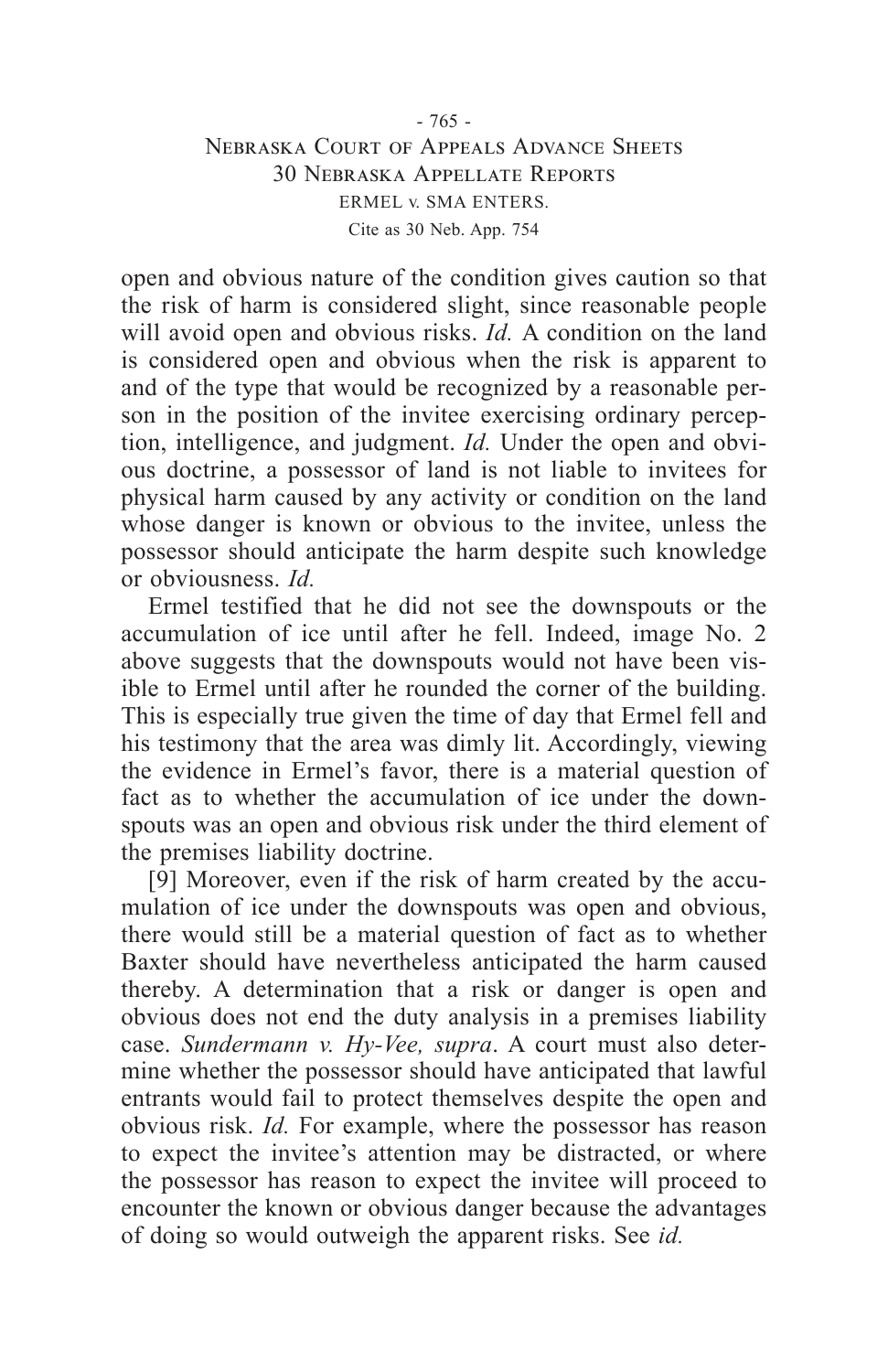open and obvious nature of the condition gives caution so that the risk of harm is considered slight, since reasonable people will avoid open and obvious risks. *Id.* A condition on the land is considered open and obvious when the risk is apparent to and of the type that would be recognized by a reasonable person in the position of the invitee exercising ordinary perception, intelligence, and judgment. *Id.* Under the open and obvious doctrine, a possessor of land is not liable to invitees for physical harm caused by any activity or condition on the land whose danger is known or obvious to the invitee, unless the possessor should anticipate the harm despite such knowledge or obviousness. *Id.*

Ermel testified that he did not see the downspouts or the accumulation of ice until after he fell. Indeed, image No. 2 above suggests that the downspouts would not have been visible to Ermel until after he rounded the corner of the building. This is especially true given the time of day that Ermel fell and his testimony that the area was dimly lit. Accordingly, viewing the evidence in Ermel's favor, there is a material question of fact as to whether the accumulation of ice under the downspouts was an open and obvious risk under the third element of the premises liability doctrine.

[9] Moreover, even if the risk of harm created by the accumulation of ice under the downspouts was open and obvious, there would still be a material question of fact as to whether Baxter should have nevertheless anticipated the harm caused thereby. A determination that a risk or danger is open and obvious does not end the duty analysis in a premises liability case. *Sundermann v. Hy-Vee, supra*. A court must also determine whether the possessor should have anticipated that lawful entrants would fail to protect themselves despite the open and obvious risk. *Id.* For example, where the possessor has reason to expect the invitee's attention may be distracted, or where the possessor has reason to expect the invitee will proceed to encounter the known or obvious danger because the advantages of doing so would outweigh the apparent risks. See *id.*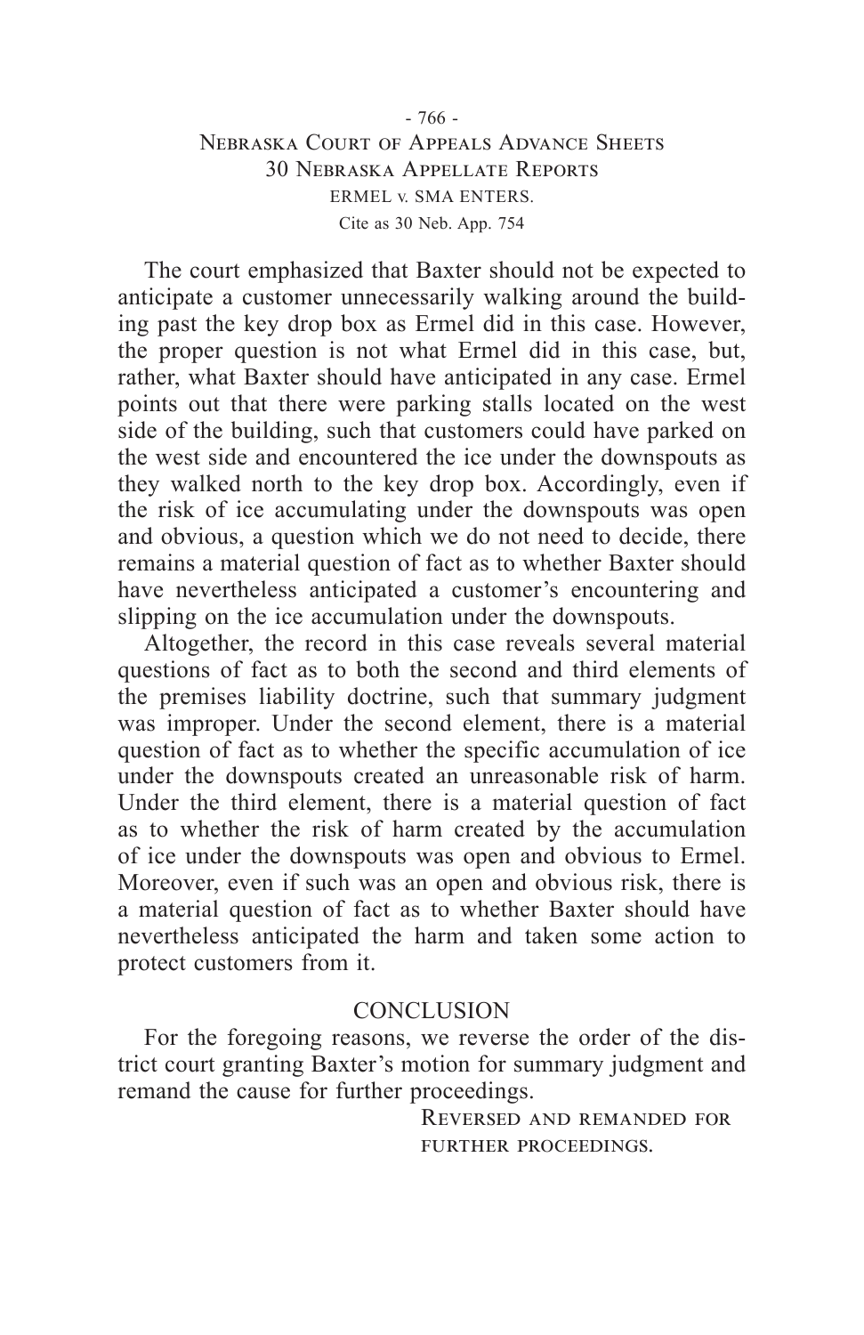The court emphasized that Baxter should not be expected to anticipate a customer unnecessarily walking around the building past the key drop box as Ermel did in this case. However, the proper question is not what Ermel did in this case, but, rather, what Baxter should have anticipated in any case. Ermel points out that there were parking stalls located on the west side of the building, such that customers could have parked on the west side and encountered the ice under the downspouts as they walked north to the key drop box. Accordingly, even if the risk of ice accumulating under the downspouts was open and obvious, a question which we do not need to decide, there remains a material question of fact as to whether Baxter should have nevertheless anticipated a customer's encountering and slipping on the ice accumulation under the downspouts.

Altogether, the record in this case reveals several material questions of fact as to both the second and third elements of the premises liability doctrine, such that summary judgment was improper. Under the second element, there is a material question of fact as to whether the specific accumulation of ice under the downspouts created an unreasonable risk of harm. Under the third element, there is a material question of fact as to whether the risk of harm created by the accumulation of ice under the downspouts was open and obvious to Ermel. Moreover, even if such was an open and obvious risk, there is a material question of fact as to whether Baxter should have nevertheless anticipated the harm and taken some action to protect customers from it.

## CONCLUSION

For the foregoing reasons, we reverse the order of the district court granting Baxter's motion for summary judgment and remand the cause for further proceedings.

Reversed and remanded for further proceedings.